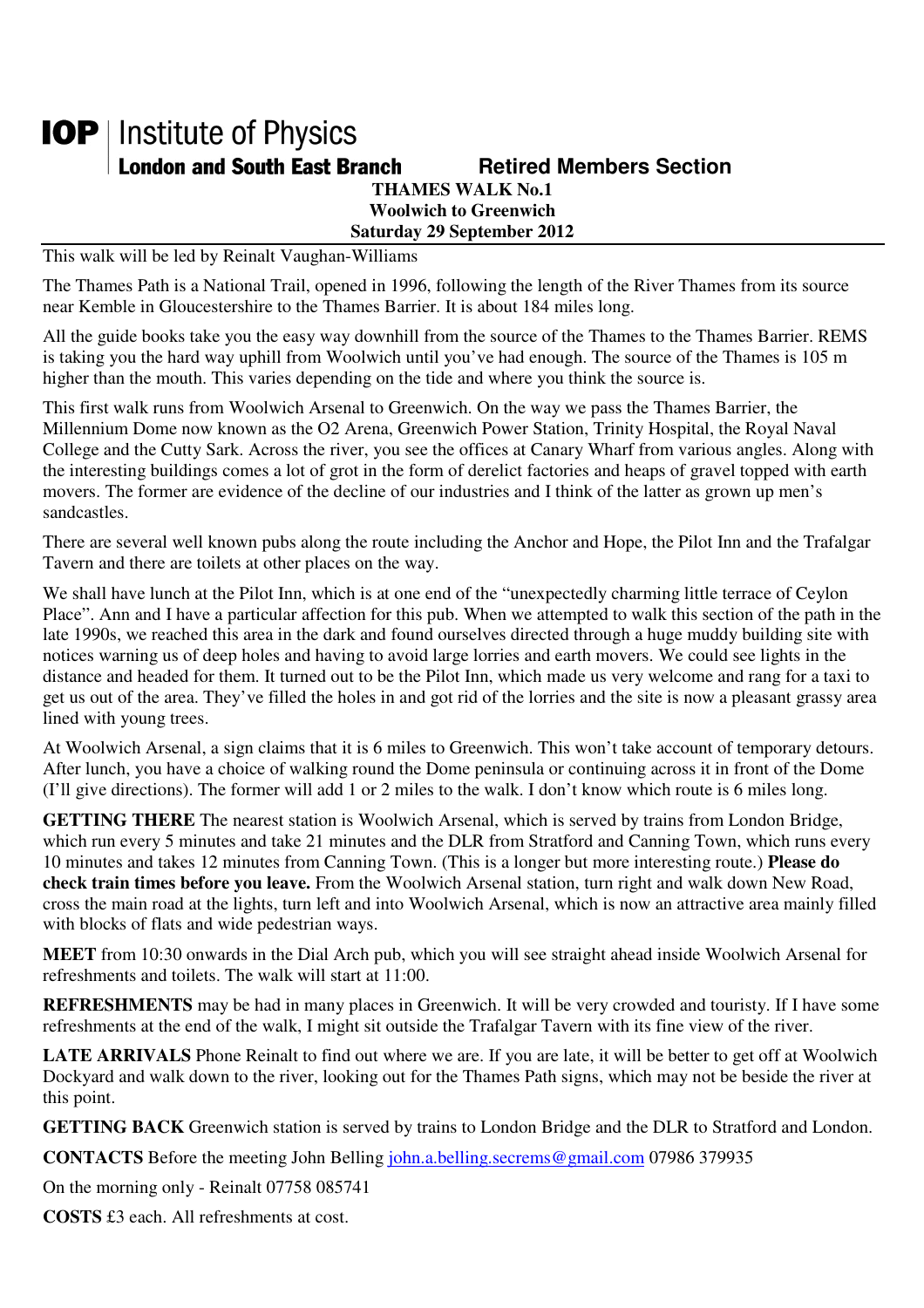**IOP** | Institute of Physics

**London and South East Branch** **Retired Members Section**

**THAMES WALK No.1**

**Woolwich to Greenwich**

**Saturday 29 September 2012**

This walk will be led by Reinalt Vaughan-Williams

The Thames Path is a National Trail, opened in 1996, following the length of the River Thames from its source near Kemble in Gloucestershire to the Thames Barrier. It is about 184 miles long.

All the guide books take you the easy way downhill from the source of the Thames to the Thames Barrier. REMS is taking you the hard way uphill from Woolwich until you've had enough. The source of the Thames is 105 m higher than the mouth. This varies depending on the tide and where you think the source is.

This first walk runs from Woolwich Arsenal to Greenwich. On the way we pass the Thames Barrier, the Millennium Dome now known as the O2 Arena, Greenwich Power Station, Trinity Hospital, the Royal Naval College and the Cutty Sark. Across the river, you see the offices at Canary Wharf from various angles. Along with the interesting buildings comes a lot of grot in the form of derelict factories and heaps of gravel topped with earth movers. The former are evidence of the decline of our industries and I think of the latter as grown up men's sandcastles.

There are several well known pubs along the route including the Anchor and Hope, the Pilot Inn and the Trafalgar Tavern and there are toilets at other places on the way.

We shall have lunch at the Pilot Inn, which is at one end of the "unexpectedly charming little terrace of Ceylon Place". Ann and I have a particular affection for this pub. When we attempted to walk this section of the path in the late 1990s, we reached this area in the dark and found ourselves directed through a huge muddy building site with notices warning us of deep holes and having to avoid large lorries and earth movers. We could see lights in the distance and headed for them. It turned out to be the Pilot Inn, which made us very welcome and rang for a taxi to get us out of the area. They've filled the holes in and got rid of the lorries and the site is now a pleasant grassy area lined with young trees.

At Woolwich Arsenal, a sign claims that it is 6 miles to Greenwich. This won't take account of temporary detours. After lunch, you have a choice of walking round the Dome peninsula or continuing across it in front of the Dome (I'll give directions). The former will add 1 or 2 miles to the walk. I don't know which route is 6 miles long.

**GETTING THERE** The nearest station is Woolwich Arsenal, which is served by trains from London Bridge, which run every 5 minutes and take 21 minutes and the DLR from Stratford and Canning Town, which runs every 10 minutes and takes 12 minutes from Canning Town. (This is a longer but more interesting route.) **Please do check train times before you leave.** From the Woolwich Arsenal station, turn right and walk down New Road, cross the main road at the lights, turn left and into Woolwich Arsenal, which is now an attractive area mainly filled with blocks of flats and wide pedestrian ways.

**MEET** from 10:30 onwards in the Dial Arch pub, which you will see straight ahead inside Woolwich Arsenal for refreshments and toilets. The walk will start at 11:00.

**REFRESHMENTS** may be had in many places in Greenwich. It will be very crowded and touristy. If I have some refreshments at the end of the walk, I might sit outside the Trafalgar Tavern with its fine view of the river.

**LATE ARRIVALS** Phone Reinalt to find out where we are. If you are late, it will be better to get off at Woolwich Dockyard and walk down to the river, looking out for the Thames Path signs, which may not be beside the river at this point.

**GETTING BACK** Greenwich station is served by trains to London Bridge and the DLR to Stratford and London.

**CONTACTS** Before the meeting John Belling john.a.belling.secrems@gmail.com 07986 379935

On the morning only - Reinalt 07758 085741

**COSTS** £3 each. All refreshments at cost.